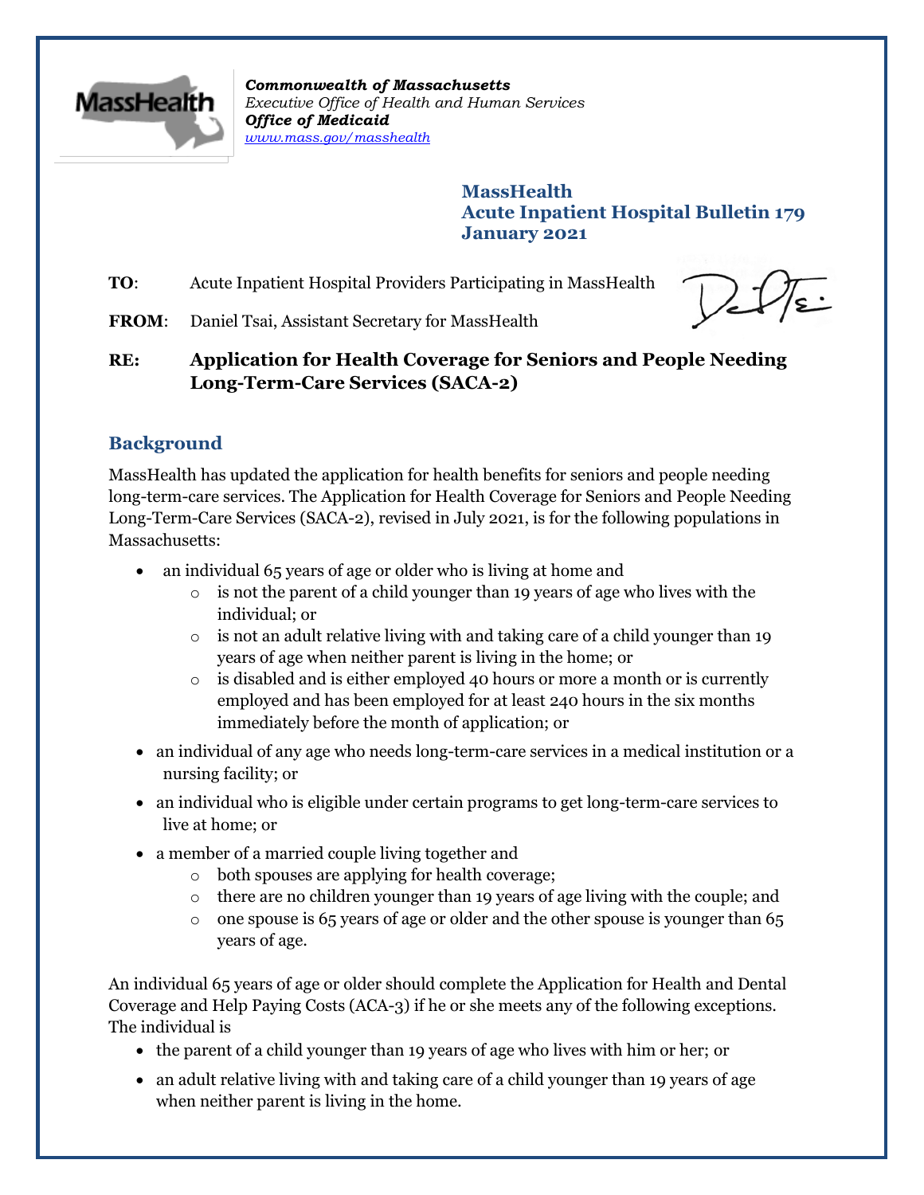*Commonwealth of Massachusetts*
*Executive Office of Health and Human Services*
***Office of Medicaid***
*www.mass.gov/masshealth*

**MassHealth**
**Acute Inpatient Hospital Bulletin 179**
**January 2021**

**TO**: Acute Inpatient Hospital Providers Participating in MassHealth

**FROM**: Daniel Tsai, Assistant Secretary for MassHealth

**RE: Application for Health Coverage for Seniors and People Needing Long-Term-Care Services (SACA-2)**

## Background

MassHealth has updated the application for health benefits for seniors and people needing long-term-care services. The Application for Health Coverage for Seniors and People Needing Long-Term-Care Services (SACA-2), revised in July 2021, is for the following populations in Massachusetts:

- an individual 65 years of age or older who is living at home and
  - is not the parent of a child younger than 19 years of age who lives with the individual; or
  - is not an adult relative living with and taking care of a child younger than 19 years of age when neither parent is living in the home; or
  - is disabled and is either employed 40 hours or more a month or is currently employed and has been employed for at least 240 hours in the six months immediately before the month of application; or
- an individual of any age who needs long-term-care services in a medical institution or a nursing facility; or
- an individual who is eligible under certain programs to get long-term-care services to live at home; or
- a member of a married couple living together and
  - both spouses are applying for health coverage;
  - there are no children younger than 19 years of age living with the couple; and
  - one spouse is 65 years of age or older and the other spouse is younger than 65 years of age.

An individual 65 years of age or older should complete the Application for Health and Dental Coverage and Help Paying Costs (ACA-3) if he or she meets any of the following exceptions. The individual is

- the parent of a child younger than 19 years of age who lives with him or her; or
- an adult relative living with and taking care of a child younger than 19 years of age when neither parent is living in the home.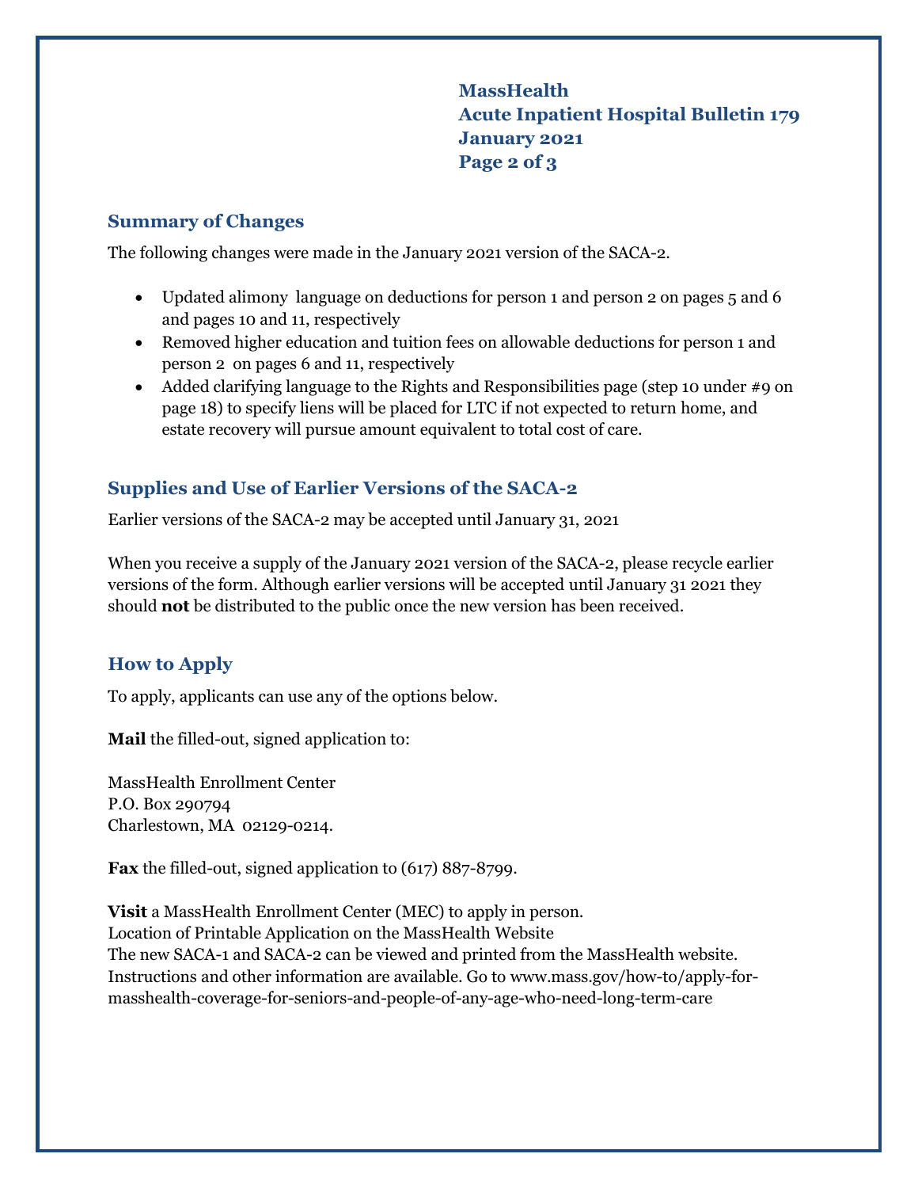## Summary of Changes

The following changes were made in the January 2021 version of the SACA-2.

- Updated alimony language on deductions for person 1 and person 2 on pages 5 and 6 and pages 10 and 11, respectively
- Removed higher education and tuition fees on allowable deductions for person 1 and person 2 on pages 6 and 11, respectively
- Added clarifying language to the Rights and Responsibilities page (step 10 under #9 on page 18) to specify liens will be placed for LTC if not expected to return home, and estate recovery will pursue amount equivalent to total cost of care.

## Supplies and Use of Earlier Versions of the SACA-2

Earlier versions of the SACA-2 may be accepted until January 31, 2021

When you receive a supply of the January 2021 version of the SACA-2, please recycle earlier versions of the form. Although earlier versions will be accepted until January 31 2021 they should **not** be distributed to the public once the new version has been received.

## How to Apply

To apply, applicants can use any of the options below.

**Mail** the filled-out, signed application to:

MassHealth Enrollment Center
P.O. Box 290794
Charlestown, MA 02129-0214.

**Fax** the filled-out, signed application to (617) 887-8799.

**Visit** a MassHealth Enrollment Center (MEC) to apply in person.
Location of Printable Application on the MassHealth Website
The new SACA-1 and SACA-2 can be viewed and printed from the MassHealth website. Instructions and other information are available. Go to www.mass.gov/how-to/apply-for-masshealth-coverage-for-seniors-and-people-of-any-age-who-need-long-term-care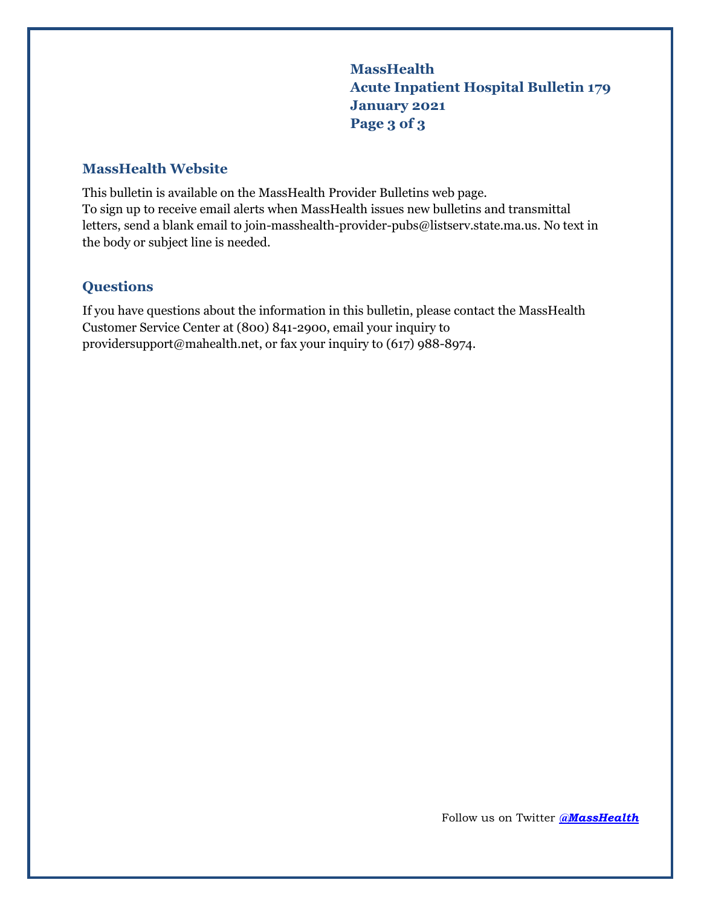## MassHealth Website

This bulletin is available on the MassHealth Provider Bulletins web page.
To sign up to receive email alerts when MassHealth issues new bulletins and transmittal letters, send a blank email to join-masshealth-provider-pubs@listserv.state.ma.us. No text in the body or subject line is needed.

## Questions

If you have questions about the information in this bulletin, please contact the MassHealth Customer Service Center at (800) 841-2900, email your inquiry to providersupport@mahealth.net, or fax your inquiry to (617) 988-8974.

Follow us on Twitter ***@MassHealth***